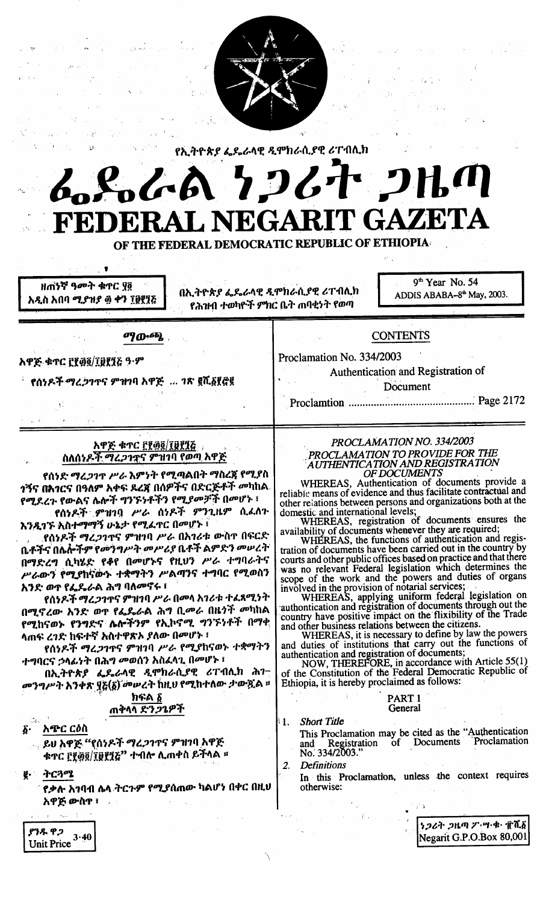የኢትዮጵያ ፌዴራላዊ ዲሞክራሲያዊ ሪፐብሊክ

# ፌዴራል ነጋሪት ጋዜጣ
# FEDERAL NEGARIT GAZETA

OF THE FEDERAL DEMOCRATIC REPUBLIC OF ETHIOPIA

ዘጠነኛ ዓመት ቁጥር ፶፬
አዲስ አበባ ሚያዝያ ፴ ቀን ፲፱፻፺፭

በኢትዮጵያ ፌዴራላዊ ዲሞክራሲያዊ ሪፐብሊክ
የሕዝብ ተወካዮች ምክር ቤት ጠባቂነት የወጣ

9th Year No. 54
ADDIS ABABA-8th May, 2003.

## ማውጫ

አዋጅ ቁጥር ፫፻፴፬/፲፱፻፺፭ ዓ·ም

የሰነዶች ማረጋገጥና ምዝገባ አዋጅ ... ገጽ ፪ሺ፩፻፸፪

## CONTENTS

Proclamation No. 334/2003

Authentication and Registration of Document Proclamtion ..................................... Page 2172

### አዋጅ ቁጥር ፫፻፴፬/፲፱፻፺፭
### ስለሰነዶች ማረጋገጥና ምዝገባ የወጣ አዋጅ

የሰነድ ማረጋገጥ ሥራ እምነት የሚጣልበት ማስረጃ የሚያስገኝና በሕገር በዓለም አቀፍ ደረጃ በሰዎችና በድርጅቶች መካከል የሚደረጉ የውልና ሌሎች ግንኙነቶችን የሚያመቻች በመሆኑ ፤

የሰነዶች ምዝገባ ሥራ ሰነዶች ምንጊዜም ሲፈለጉ እንዲገኙ አስተማማኝ ሁኔታ የሚፈጥር በመሆኑ ፤

የሰነዶች ማረጋገጥና ምዝገባ ሥራ በአገሪቱ ውስጥ በፍርድ ቤቶችና በሌሎችም የመንግሥት መሥሪያ ቤቶች ልምድን መሠረት በማድረግ ሲካሄድ የቆየ በመሆኑና የዚህን ሥራ ተግባራትና ሥራውን የሚያከናውኑ ተቋማትን ሥልጣንና ተግባር የሚወስን አንድ ወጥ የፌዴራል ሕግ ባለመኖሩ ፤

የሰነዶች ማረጋገጥና ምዝገባ ሥራ በመላ አገሪቱ ተፈጻሚነት በሚኖረው አንድ ወጥ የፌዴራል ሕግ ቢመራ በዜጎች መካከል የሚከናወኑ የንግድና ሌሎችንም የኢኮኖሚ ግንኙነቶች በማቀላጠፍ ረገድ ከፍተኛ አስተዋጽኦ ያለው በመሆኑ ፤

የሰነዶች ማረጋገጥና ምዝገባ ሥራ የሚያከናውኑ ተቋማትን ተግባርና ኃላፊነት በሕግ መወሰን አስፈላጊ በመሆኑ ፤

በኢትዮጵያ ፌዴራላዊ ዲሞክራሲያዊ ሪፐብሊክ ሕገ-መንግሥት አንቀጽ ፶፭(፩) መሠረት ከዚህ የሚከተለው ታውጇል ።

#### ክፍል ፩
#### ጠቅላላ ድንጋጌዎች

፩· **አጭር ርዕስ**

ይህ አዋጅ "የሰነዶች ማረጋገጥና ምዝገባ አዋጅ ቁጥር ፫፻፴፬/፲፱፻፺፭" ተብሎ ሊጠቀስ ይችላል ።

፪· **ትርጓሜ**

የቃሉ አገባብ ሌላ ትርጉም የሚያሰጠው ካልሆነ በቀር በዚህ አዋጅ ውስጥ ፤

### *PROCLAMATION NO. 334/2003*
### *PROCLAMATION TO PROVIDE FOR THE AUTHENTICATION AND REGISTRATION OF DOCUMENTS*

WHEREAS, Authentication of documents provide a reliable means of evidence and thus facilitate contractual and other relations between persons and organizations both at the domestic and international levels;

WHEREAS, registration of documents ensures the availability of documents whenever they are required;

WHEREAS, the functions of authentication and registration of documents have been carried out in the country by courts and other public offices based on practice and that there was no relevant Federal legislation which determines the scope of the work and the powers and duties of organs involved in the provision of notarial services;

WHEREAS, applying uniform federal legislation on authontication and registration of documents through out the country have positive impact on the flixibility of the Trade and other business relations between the citizens.

WHEREAS, it is necessary to define by law the powers and duties of institutions that carry out the functions of authentication and registration of documents;

NOW, THEREFORE, in accordance with Article 55(1) of the Constitution of the Federal Democratic Republic of Ethiopia, it is hereby proclaimed as follows:

#### PART 1
#### General

1. *Short Title*

   This Proclamation may be cited as the "Authentication and Registration of Documents Proclamation No. 334/2003."

2. *Definitions*

   In this Proclamation, unless the context requires otherwise:

ያንዱ ዋጋ 3·40
Unit Price

ነጋሪት ጋዜጣ ፖ·ሣ·ቁ· ፹ሺ፩
Negarit G.P.O.Box 80,001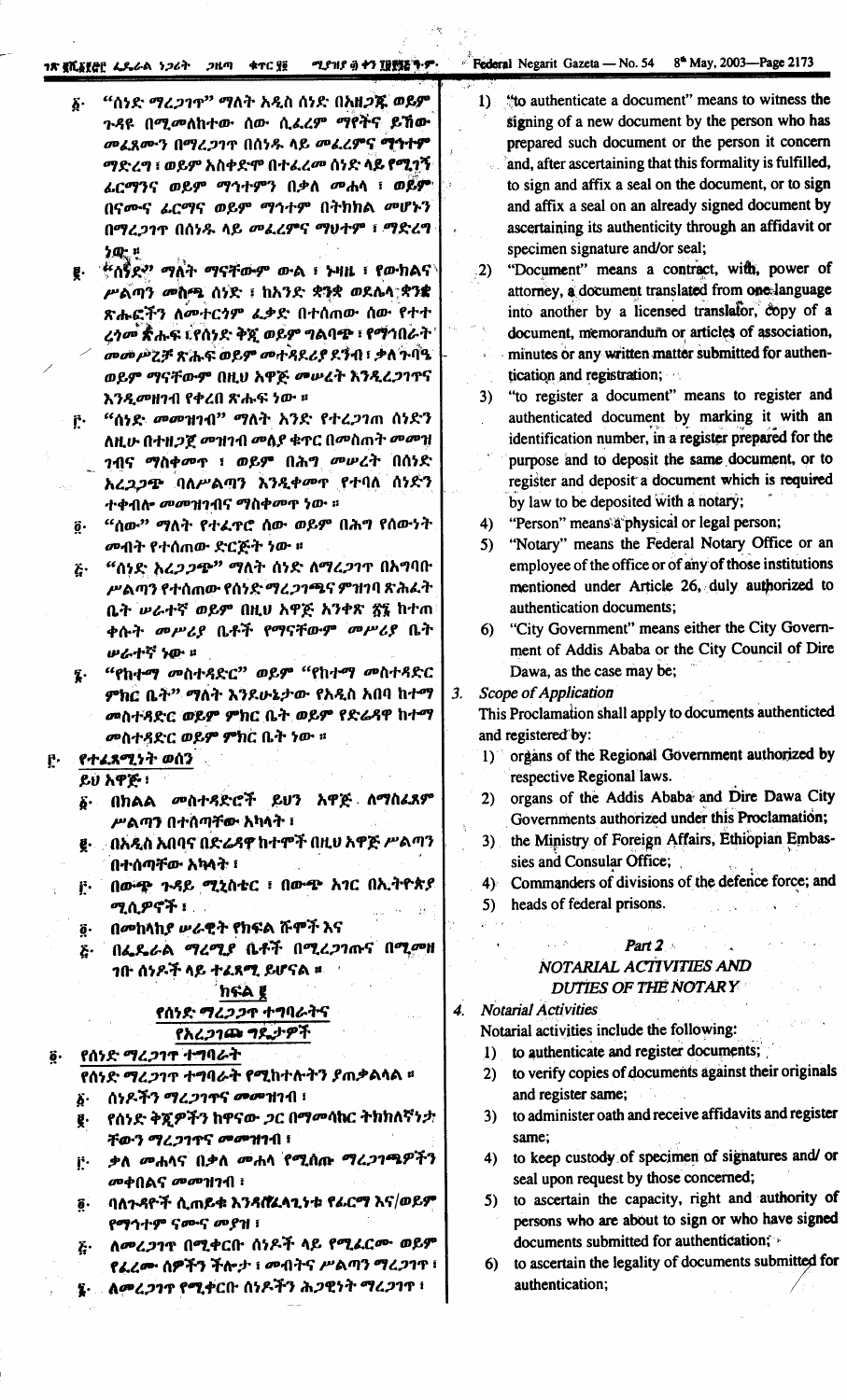፩· "ሰነድ ማረጋገጥ" ማለት አዲስ ሰነድ በአዘጋጁ ወይም ጉዳዩ በሚመለከተው ሰው ሲፈረም ማየትና ይኸው መፈጸሙን በማረጋገጥ በሰነዱ ላይ መፈረምና ማኅተም ማድረግ ፤ ወይም አስቀድሞ በተፈረመ ሰነድ ላይ የሚገኝ ፊርማና ወይም ማኅተምን በቃለ መሐላ ፤ ወይም በናሙና ፊርማና ወይም ማኅተም በትክክል መሆኑን በማረጋገጥ በሰነዱ ላይ መፈረምና ማህተም ፤ ማድረግ ነው ፡፡

፪· "ሰነድ" ማለት ማናቸውም ውል ፤ ኑዛዜ ፤ የውክልና ሥልጣን መስጫ ሰነድ ፤ ከአንድ ቋንቋ ወደሌላ ቋንቋ ጽሑፎችን ለመተርጎም ፈቃድ በተሰጠው ሰው የተተረጎመ ጽሑፍ ፤ የሰነድ ቅጂ ወይም ግልባጭ ፤ የማኅበራት መመሥረቻ ጽሑፍ ወይም መተዳደሪያ ደንብ ፤ ቃለ ጉባኤ ወይም ማናቸውም በዚህ አዋጅ መሠረት እንዲረጋገጥና እንዲመዘገብ የቀረበ ጽሑፍ ነው ፡፡

፫· "ሰነድ መመዝገብ" ማለት አንድ የተረጋገጠ ሰነድን ለዚሁ በተዘጋጀ መዝገብ መለያ ቁጥር በመስጠት መመዝገብና ማስቀመጥ ፤ ወይም በሕግ መሠረት በሰነድ አረጋጋጭ ባለሥልጣን እንዲቀመጥ የተባለ ሰነድን ተቀብሎ መመዝገብና ማስቀመጥ ነው ፡፡

፬· "ሰው" ማለት የተፈጥሮ ሰው ወይም በሕግ የሰውነት መብት የተሰጠው ድርጅት ነው ፡፡

፭· "ሰነድ አረጋጋጭ" ማለት ሰነድ ለማረጋገጥ በአግባቡ ሥልጣን የተሰጠው የሰነድ ማረጋገጫና ምዝገባ ጽሕፈት ቤት ሠራተኛ ወይም በዚህ አዋጅ አንቀጽ ፳፮ ከተጠቀሱት መሥሪያ ቤቶች የማናቸውም መሥሪያ ቤት ሠራተኛ ነው ፡፡

፮· "የከተማ መስተዳድር" ወይም "የከተማ መስተዳድር ምክር ቤት" ማለት እንደሁኔታው የአዲስ አበባ ከተማ መስተዳድር ወይም ምክር ቤት ወይም የድሬዳዋ ከተማ መስተዳድር ወይም ምክር ቤት ነው ፡፡

፫· የተፈጻሚነት ወሰን

ይህ አዋጅ፤

፩· በክልል መስተዳድሮች ይህን አዋጅ ለማስፈጸም ሥልጣን በተሰጣቸው አካላት ፤

፪· በአዲስ አበባ በድሬዳዋ ከተሞች በዚህ አዋጅ ሥልጣን በተሰጣቸው አካላት ፤

፫· በውጭ ጉዳይ ሚኒስቴር ፤ በውጭ አገር በኢትዮጵያ ሚሲዮኖች ፤

፬· በመከላከያ ሠራዊት የክፍል ሹሞች እና

፭· በፌዴራል ማረሚያ ቤቶች በሚረጋገጡና በሚመዘገቡ ሰነዶች ላይ ተፈጻሚ ይሆናል ፡፡

## ክፍል ፪
## የሰነድ ማረጋገጥ ተግባራትና የአረጋጋጩ ግዴታዎች

፬· የሰነድ ማረጋገጥ ተግባራት

የሰነድ ማረጋገጥ ተግባራት የሚከተሉትን ያጠቃልላል ፡፡

፩· ሰነዶችን ማረጋገጥና መመዝገብ ፤

፪· የሰነድ ቅጂዎችን ከዋናው ጋር በማመሳከር ትክክለኛነታቸውን ማረጋገጥና መመዝገብ ፤

፫· ቃለ መሐላና በቃለ መሐላ የሚሰጡ ማረጋገጫዎችን መቀበልና መመዝገብ ፤

፬· ባለጉዳዮች ሲጠይቁ እንዳስፈላጊነቱ የፊርማ እና/ወይም የማኅተም ናሙና መያዝ ፤

፭· ለመረጋገጥ በሚቀርቡ ሰነዶች ላይ የሚፈርሙ ወይም የፈረሙ ሰዎችን ችሎታ ፤ መብትና ሥልጣን ማረጋገጥ ፤

፮· ለመረጋገጥ የሚቀርቡ ሰነዶችን ሕጋዊነት ማረጋገጥ ፤

1) "to authenticate a document" means to witness the signing of a new document by the person who has prepared such document or the person it concern and, after ascertaining that this formality is fulfilled, to sign and affix a seal on the document, or to sign and affix a seal on an already signed document by ascertaining its authenticity through an affidavit or specimen signature and/or seal;

2) "Document" means a contract, will, power of attorney, a document translated from one language into another by a licensed translator, copy of a document, memorandum or articles of association, minutes or any written matter submitted for authentication and registration;

3) "to register a document" means to register and authenticated document by marking it with an identification number, in a register prepared for the purpose and to deposit the same document, or to register and deposit a document which is required by law to be deposited with a notary;

4) "Person" means a physical or legal person;

5) "Notary" means the Federal Notary Office or an employee of the office or of any of those institutions mentioned under Article 26, duly authorized to authentication documents;

6) "City Government" means either the City Government of Addis Ababa or the City Council of Dire Dawa, as the case may be;

3. Scope of Application

This Proclamation shall apply to documents authenticted and registered by:

1) organs of the Regional Government authorized by respective Regional laws.

2) organs of the Addis Ababa and Dire Dawa City Governments authorized under this Proclamation;

3) the Ministry of Foreign Affairs, Ethiopian Embassies and Consular Office;

4) Commanders of divisions of the defence force; and

5) heads of federal prisons.

## Part 2
## NOTARIAL ACTIVITIES AND DUTIES OF THE NOTARY

4. Notarial Activities

Notarial activities include the following:

1) to authenticate and register documents;

2) to verify copies of documents against their originals and register same;

3) to administer oath and receive affidavits and register same;

4) to keep custody of specimen of signatures and/ or seal upon request by those concerned;

5) to ascertain the capacity, right and authority of persons who are about to sign or who have signed documents submitted for authentication;

6) to ascertain the legality of documents submitted for authentication;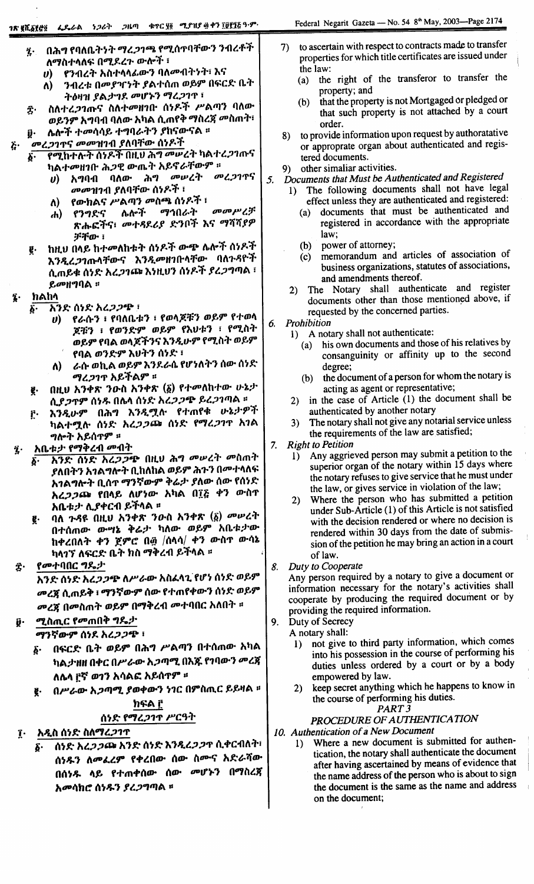፯· በሕግ የባለቤትነት ማረጋገጫ የሚሰጥባቸውን ንብረቶች ለማስተላለፍ በሚደረጉ ውሎች ፤

ሀ) የንብረት አስተላላፊውን ባለመብትነት፣ እና

ለ) ንብረቱ በመያዣነት ያልተሰጠ ወይም በፍርድ ቤት ትዕዛዝ ያልታገደ መሆኑን ማረጋገጥ ፤

፰· ስለተረጋገጡና ስለተመዘገቡ ሰነዶች ሥልጣን ባለው ወይንም አግባብ ባለው አካል ሲጠየቅ ማስረጃ መስጠት፣

፱· ሌሎች ተመሳሳይ ተግባራትን ያከናውናል ።

## ፭· መረጋገጥና መመዝገብ ያለባቸው ሰነዶች

፩· የሚከተሉት ሰነዶች በዚህ ሕግ መሠረት ካልተረጋገጡና ካልተመዘገቡ ሕጋዊ ውጤት አይኖራቸውም ።

ሀ) አግባብ ባለው ሕግ መሠረት መረጋገጥና መመዝገብ ያለባቸው ሰነዶች ፤

ለ) የውክልና ሥልጣን መስጫ ሰነዶች ፤

ሐ) የንግድና ሌሎች ማኅበራት መመሥረቻ ጽሑፎችና፣ መተዳደሪያ ድንቦች እና ማሻሻያ ቻቸው ፤

፪· ከዚህ በላይ ከተመለከቱት ሰነዶች ውጭ ሌሎች ሰነዶች እንዲረጋገጡላቸውና እንዲመዘገቡላቸው ባለጉዳዮች ሲጠይቁ ሰነድ አረጋጋጩ እነዚህን ሰነዶች ያረጋግጣል ፣ ይመዘግባል ።

## ፮· ክልከላ

፩· አንድ ሰነድ አረጋጋጭ ፤

ሀ) የራሱን ፤ የባለቤቱን ፤ የወላጆቹን ወይም የተወላጆቹን ፤ የወንድም ወይም የእህቱን ፤ የሚስት ወይም የባል ወላጆችንና እንዲሁም የሚስት ወይም የባል ወንድም እህትን ሰነድ ፤

ለ) ራሱ ወኪል ወይም እንደራሴ የሆነለትን ሰው ሰነድ ማረጋገጥ አይችልም ።

፪· በዚህ አንቀጽ ንዑስ አንቀጽ (፩) የተመለከተው ሁኔታ ሲያጋጥም ሰነዱ በሌላ ሰነድ አረጋጋጭ ይረጋገጣል ።

፫· እንዲሁም በሕግ እንዲሟሉ የተጠየቁ ሁኔታዎች ካልተሟሉ ሰነድ አረጋጋጩ ሰነድ የማረጋገጥ አገልግሎት አይሰጥም ።

## ፯· አቤቱታ የማቅረብ መብት

፩· አንድ ሰነድ አረጋጋጭ በዚህ ሕግ መሠረት መስጠት ያለበትን አገልግሎት ቢከለክል ወይም ሕጉን በመተላለፍ አገልግሎት ቢሰጥ ማንኛውም ቅሬታ ያለው ሰው ለየሰነድ አረጋጋጩ የበላይ ለሆነው አካል በ፲፭ ቀን ውስጥ አቤቱታ ሊያቀርብ ይችላል ።

፪· ባለ ጉዳዩ በዚህ አንቀጽ ንዑስ አንቀጽ (፩) መሠረት በተሰጠው ውሣኔ ቅሬታ ካለው ወይም አቤቱታው ከቀረበበት ቀን ጀምሮ በ፴ /ሰላሳ/ ቀን ውስጥ ውሳኔ ካላገኘ ለፍርድ ቤት ክስ ማቅረብ ይችላል ።

## ፰· የመተባበር ግዴታ

አንድ ሰነድ አረጋጋጭ ለሥራው አስፈላጊ የሆነ ሰነድ ወይም መረጃ ሲጠይቅ ፣ ማንኛውም ሰው የተጠየቀውን ሰነድ ወይም መረጃ በመስጠት ወይም በማቅረብ መተባበር አለበት ።

## ፱· ሚስጢር የመጠበቅ ግዴታ

ማንኛውም ሰነድ አረጋጋጭ ፤

፩· በፍርድ ቤት ወይም በሕግ ሥልጣን በተሰጠው አካል ካልታዘዘ በቀር በሥራው አጋጣሚ በእጁ የገባውን መረጃ ለሌላ ፫ኛ ወገን አሳልፎ አይሰጥም ።

፪· በሥራው አጋጣሚ ያወቀውን ነገር በምስጢር ይይዛል ።

## ክፍል ፫

## ሰነድ የማረጋገጥ ሥርዓት

## ፲· አዲስ ሰነድ ስለማረጋገጥ

፩· ሰነድ አረጋጋጩ አንድ ሰነድ እንዲረጋገጥ ሲቀርብለት፣ ሰነዱን ለመፈረም የቀረበው ሰው ስሙና አድራሻው በሰነዱ ላይ የተጠቀሰው ሰው መሆኑን በማስረጃ አመሳክሮ ሰነዱን ያረጋግጣል ።

7) to ascertain with respect to contracts made to transfer properties for which title certificates are issued under the law:

(a) the right of the transferor to transfer the property; and

(b) that the property is not Mortgaged or pledged or that such property is not attached by a court order.

8) to provide information upon request by authoratative or appropriate organ about authenticated and registered documents.

9) other simaliar activities.

## 5. *Documents that Must be Authenticated and Registered*

1) The following documents shall not have legal effect unless they are authenticated and registered:

(a) documents that must be authenticated and registered in accordance with the appropriate law;

(b) power of attorney;

(c) memorandum and articles of association of business organizations, statutes of associations, and amendments thereof.

2) The Notary shall authenticate and register documents other than those mentioned above, if requested by the concerned parties.

## 6. *Prohibition*

1) A notary shall not authenticate:

(a) his own documents and those of his relatives by consanguinity or affinity up to the second degree;

(b) the document of a person for whom the notary is acting as agent or representative;

2) in the case of Article (1) the document shall be authenticated by another notary

3) The notary shall not give any notarial service unless the requirements of the law are satisfied;

## 7. *Right to Petition*

1) Any aggrieved person may submit a petition to the superior organ of the notary within 15 days where the notary refuses to give service that he must under the law, or gives service in violation of the law;

2) Where the person who has submitted a petition under Sub-Article (1) of this Article is not satisfied with the decision rendered or where no decision is rendered within 30 days from the date of submission of the petition he may bring an action in a court of law.

## 8. *Duty to Cooperate*

Any person required by a notary to give a document or information necessary for the notary's activities shall cooperate by producing the required document or by providing the required information.

## 9. Duty of Secrecy

A notary shall:

1) not give to third party information, which comes into his possession in the course of performing his duties unless ordered by a court or by a body empowered by law.

2) keep secret anything which he happens to know in the course of performing his duties.

## *PART 3*

## *PROCEDURE OF AUTHENTICATION*

## *10. Authentication of a New Document*

1) Where a new document is submitted for authentication, the notary shall authenticate the document after having ascertained by means of evidence that the name address of the person who is about to sign the document is the same as the name and address on the document;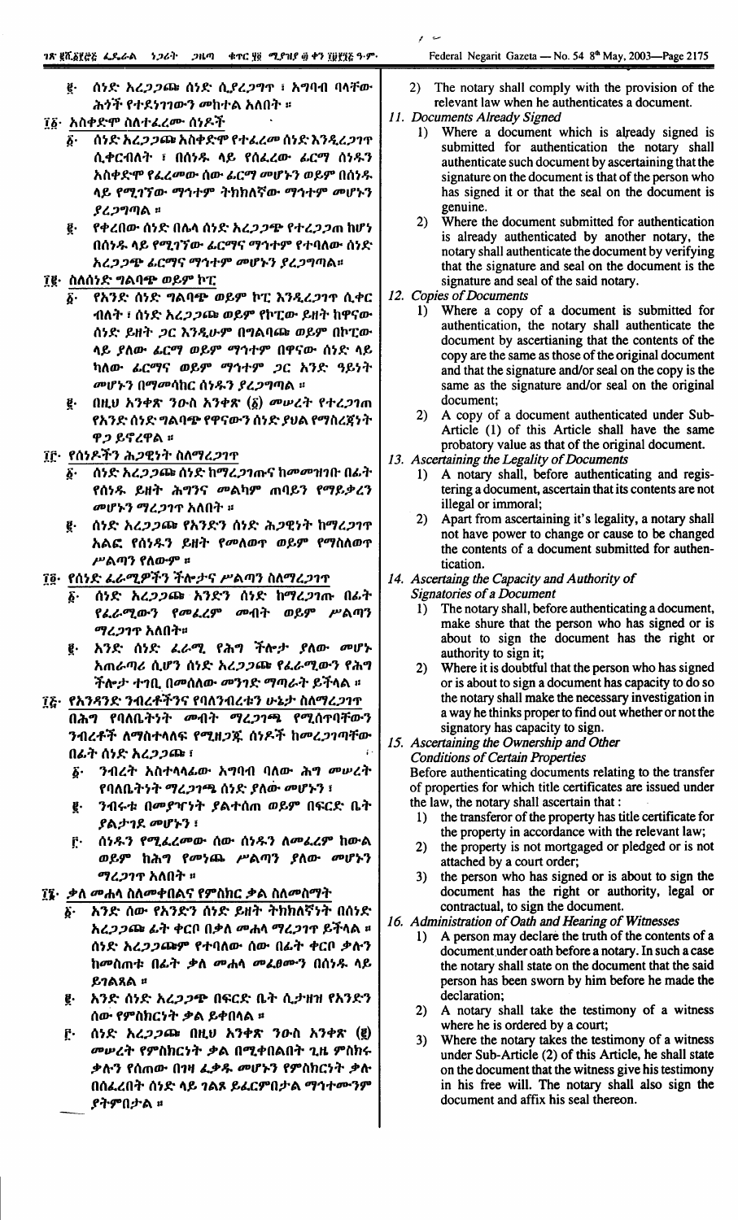፪· ሰነድ አረጋጋጩ ሰነድ ሲያረጋግጥ ፤ አግባብ ባላቸው ሕጎች የተደነገገውን መከተል አለበት ።

፲፩· አስቀድሞ ስለተፈረሙ ሰነዶች

፩· ሰነድ አረጋጋጩ አስቀድሞ የተፈረመ ሰነድ እንዲረጋገጥ ሲቀርብለት ፣ በሰነዱ ላይ የሰፈረው ፊርማ ሰነዱን አስቀድሞ የፈረመው ሰው ፊርማ መሆኑን ወይም በሰነዱ ላይ የሚገኘው ማኅተም ትክክለኛው ማኅተም መሆኑን ያረጋግጣል ።

፪· የቀረበው ሰነድ በሌላ ሰነድ አረጋጋጭ የተረጋገጠ ከሆነ በሰነዱ ላይ የሚገኘው ፊርማና ማኅተም የተባለው ሰነድ አረጋጋጭ ፊርማና ማኅተም መሆኑን ያረጋግጣል።

፲፪· ስለሰነድ ግልባጭ ወይም ኮፒ

፩· የአንድ ሰነድ ግልባጭ ወይም ኮፒ እንዲረጋገጥ ሲቀር ብለት ፣ ሰነድ አረጋጋጩ ወይም የኮፒው ይዘት ከዋናው ሰነድ ይዘት ጋር እንዲሁም በግልባጩ ወይም በኮፒው ላይ ያለው ፊርማ ወይም ማኅተም በዋናው ሰነድ ላይ ካለው ፊርማና ወይም ማኅተም ጋር አንድ ዓይነት መሆኑን በማመሳከር ሰነዱን ያረጋግጣል ።

፪· በዚህ አንቀጽ ንዑስ አንቀጽ (፩) መሠረት የተረጋገጠ የአንድ ሰነድ ግልባጭ የዋናውን ሰነድ ያህል የማስረጃነት ዋጋ ይኖረዋል ።

፲፫· የሰነዶችን ሕጋዊነት ስለማረጋገጥ

፩· ሰነድ አረጋጋጩ ሰነድ ከማረጋገጡና ከመመዝገቡ በፊት የሰነዱ ይዘት ሕግንና መልካም ጠባይን የማይቃረን መሆኑን ማረጋገጥ አለበት ።

፪· ሰነድ አረጋጋጩ የአንድን ሰነድ ሕጋዊነት ከማረጋገጥ አልፎ የሰነዱን ይዘት የመለወጥ ወይም የማስለወጥ ሥልጣን የለውም ።

፲፬· የሰነድ ፈራሚዎችን ችሎታና ሥልጣን ስለማረጋገጥ

፩· ሰነድ አረጋጋጩ አንድን ሰነድ ከማረጋገጡ በፊት የፈራሚውን የመፈረም መብት ወይም ሥልጣን ማረጋገጥ አለበት።

፪· አንድ ሰነድ ፈራሚ የሕግ ችሎታ ያለው መሆኑ አጠራጣሪ ሲሆን ሰነድ አረጋጋጩ የፈራሚውን የሕግ ችሎታ ተገቢ በመሰለው መንገድ ማጣራት ይችላል ።

፲፭· የአንዳንድ ንብረቶችንና የባለንብረቱን ሁኔታ ስለማረጋገጥ

በሕግ የባለቤትነት መብት ማረጋገጫ የሚሰጥባቸውን ንብረቶች ለማስተላለፍ የሚዘጋጁ ሰነዶች ከመረጋገጣቸው በፊት ሰነድ አረጋጋጩ ፤

፩· ንብረት አስተላላፊው አግባብ ባለው ሕግ መሠረት የባለቤትነት ማረጋገጫ ሰነድ ያለው መሆኑን ፤

፪· ንብረቱ በመያዣነት ያልተሰጠ ወይም በፍርድ ቤት ያልታገደ መሆኑን ፤

፫· ሰነዱን የሚፈረመው ሰው ሰነዱን ለመፈረም ከውል ወይም ከሕግ የመነጨ ሥልጣን ያለው መሆኑን ማረጋገጥ አለበት ።

፲፮· ቃለ መሐላ ስለመቀበልና የምስክር ቃል ስለመስማት

፩· አንድ ሰው የአንድን ሰነድ ይዘት ትክክለኛነት በሰነድ አረጋጋጩ ፊት ቀርቦ በቃለ መሐላ ማረጋገጥ ይችላል ። ሰነድ አረጋጋጩም የተባለው ሰው በፊት ቀርቦ ቃሉን ከመስጠቱ በፊት ቃለ መሐላ መፈፀሙን በሰነዱ ላይ ይገልጻል ።

፪· አንድ ሰነድ አረጋጋጭ በፍርድ ቤት ሲታዘዝ የአንድን ሰው የምስክርነት ቃል ይቀበላል ።

፫· ሰነድ አረጋጋጩ በዚህ አንቀጽ ንዑስ አንቀጽ (፪) መሠረት የምስክርነት ቃል በሚቀበልበት ጊዜ ምስክሩ ቃሉን የሰጠው በነፃ ፈቃዱ መሆኑን የምስክርነት ቃሉ በሰፈረበት ሰነድ ላይ ገልጾ ይፈርምበታል ማኅተሙንም ያትምበታል ።

2) The notary shall comply with the provision of the relevant law when he authenticates a document.

*11. Documents Already Signed*

1) Where a document which is already signed is submitted for authentication the notary shall authenticate such document by ascertaining that the signature on the document is that of the person who has signed it or that the seal on the document is genuine.

2) Where the document submitted for authentication is already authenticated by another notary, the notary shall authenticate the document by verifying that the signature and seal on the document is the signature and seal of the said notary.

*12. Copies of Documents*

1) Where a copy of a document is submitted for authentication, the notary shall authenticate the document by ascertaining that the contents of the copy are the same as those of the original document and that the signature and/or seal on the copy is the same as the signature and/or seal on the original document;

2) A copy of a document authenticated under Sub-Article (1) of this Article shall have the same probatory value as that of the original document.

*13. Ascertaining the Legality of Documents*

1) A notary shall, before authenticating and registering a document, ascertain that its contents are not illegal or immoral;

2) Apart from ascertaining it's legality, a notary shall not have power to change or cause to be changed the contents of a document submitted for authentication.

*14. Ascertaining the Capacity and Authority of Signatories of a Document*

1) The notary shall, before authenticating a document, make shure that the person who has signed or is about to sign the document has the right or authority to sign it;

2) Where it is doubtful that the person who has signed or is about to sign a document has capacity to do so the notary shall make the necessary investigation in a way he thinks proper to find out whether or not the signatory has capacity to sign.

*15. Ascertaining the Ownership and Other Conditions of Certain Properties*

Before authenticating documents relating to the transfer of properties for which title certificates are issued under the law, the notary shall ascertain that :

1) the transferor of the property has title certificate for the property in accordance with the relevant law;

2) the property is not mortgaged or pledged or is not attached by a court order;

3) the person who has signed or is about to sign the document has the right or authority, legal or contractual, to sign the document.

*16. Administration of Oath and Hearing of Witnesses*

1) A person may declare the truth of the contents of a document under oath before a notary. In such a case the notary shall state on the document that the said person has been sworn by him before he made the declaration;

2) A notary shall take the testimony of a witness where he is ordered by a court;

3) Where the notary takes the testimony of a witness under Sub-Article (2) of this Article, he shall state on the document that the witness give his testimony in his free will. The notary shall also sign the document and affix his seal thereon.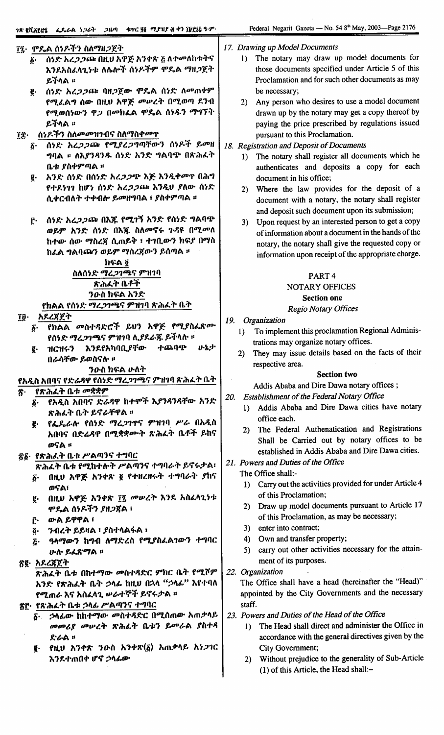፲፯· ሞዴል ሰነዶችን ስለማዘጋጀት

፩· ሰነድ አረጋጋጩ በዚህ አዋጅ አንቀጽ ፭ ለተመለከቱትና እንደአስፈላጊነቱ ለሌሎች ሰነዶችም ሞዴል ማዘጋጀት ይችላል ።

፪· ሰነድ አረጋጋጩ ባዘጋጀው ሞዴል ሰነድ ለመጠቀም የሚፈልግ ሰው በዚህ አዋጅ መሠረት በሚወጣ ደንብ የሚወሰነውን ዋጋ በመክፈል ሞዴል ሰነዱን ማግኘት ይችላል ።

፲፰· ሰነዶችን ስለመመዝገብና ስለማስቀመጥ

፩· ሰነድ አረጋጋጩ የሚያረጋግጣቸውን ሰነዶች ይመዘግባል ። ለእያንዳንዱ ሰነድ አንድ ግልባጭ በጽሕፈት ቤቱ ያስቀምጣል ።

፪· አንድ ሰነድ በሰነድ አረጋጋጭ እጅ እንዲቀመጥ በሕግ የተደነገገ ከሆነ ሰነድ አረጋጋጩ እንዲህ ያለው ሰነድ ሲቀርብለት ተቀብሎ ይመዘግባል ፣ ያስቀምጣል ።

፫· ሰነድ አረጋጋጩ በእጁ የሚገኝ አንድ የሰነድ ግልባጭ ወይም አንድ ሰነድ በእጁ ስለመኖሩ ጉዳዩ በሚመለከተው ሰው ማስረጃ ሲጠይቅ ፣ ተገቢውን ክፍያ በማስከፈል ግልባጩን ወይም ማስረጃውን ይሰጣል ።

ክፍል ፬

ስለሰነድ ማረጋገጫና ምዝገባ

ጽሕፈት ቤቶች

ንዑስ ክፍል አንድ

የክልል የሰነድ ማረጋገጫና ምዝገባ ጽሕፈት ቤት

፲፱· አደረጃጀት

፩· የክልል መስተዳድሮች ይህን አዋጅ የሚያስፈጽሙ የሰነድ ማረጋገጫና ምዝገባ ሊያደራጁ ይችላሉ ።

፪· ዝርዝሩን እንደየአካባቢያቸው ተጨባጭ ሁኔታ በራሳቸው ይወስናሉ ።

ንዑስ ክፍል ሁለት

የአዲስ አበባና የድሬዳዋ የሰነድ ማረጋገጫና ምዝገባ ጽሕፈት ቤት

፳· የጽሕፈት ቤቱ መቋቋም

፩· የአዲስ አበባና ድሬዳዋ ከተሞች እያንዳንዳቸው አንድ ጽሕፈት ቤት ይኖራቸዋል ።

፪· የፌዴራሉ የሰነድ ማረጋገጥና ምዝገባ ሥራ በአዲስ አበባና በድሬዳዋ በሚቋቋሙት ጽሕፈት ቤቶች ይከናወናል ።

፳፩· የጽሕፈት ቤቱ ሥልጣንና ተግባር

ጽሕፈት ቤቱ የሚከተሉት ሥልጣንና ተግባራት ይኖሩታል፣

፩· በዚህ አዋጅ አንቀጽ ፬ የተዘረዘሩት ተግባራት ያከናወናል፣

፪· በዚህ አዋጅ አንቀጽ ፲፯ መሠረት እንደ አስፈላጊነቱ ሞዴል ሰነዶችን ያዘጋጃል ፣

፫· ውል ይዋዋላል ፣

፬· ንብረት ይይዛል ፣ ያስተላልፋል ፣

፭· ዓላማውን ከግብ ለማድረስ የሚያስፈልገውን ተግባር ሁሉ ይፈጽማል ።

፳፪· አደረጃጀት

ጽሕፈት ቤቱ በከተማው መስተዳድር ምክር ቤት የሚሾም አንድ የጽሕፈት ቤት ኃላፊ ከዚህ በኋላ "ኃላፊ" እየተባለ የሚጠራ እና አስፈላጊ ሠራተኞች ይኖሩታል ።

፳፫· የጽሕፈት ቤቱ ኃላፊ ሥልጣንና ተግባር

፩· ኃላፊው ከከተማው መስተዳድር በሚሰጠው አጠቃላይ መመሪያ መሠረት ጽሕፈት ቤቱን ይመራል ያስተዳድራል ።

፪· የዚህ አንቀጽ ንዑስ አንቀጽ(፩) አጠቃላይ አነጋገር እንደተጠበቀ ሆኖ ኃላፊው

17. *Drawing up Model Documents*

1) The notary may draw up model documents for those documents specified under Article 5 of this Proclamation and for such other documents as may be necessary;

2) Any person who desires to use a model document drawn up by the notary may get a copy thereof by paying the price prescribed by regulations issued pursuant to this Proclamation.

18. *Registration and Deposit of Documents*

1) The notary shall register all documents which he authenticates and deposits a copy for each document in his office;

2) Where the law provides for the deposit of a document with a notary, the notary shall register and deposit such document upon its submission;

3) Upon request by an interested person to get a copy of information about a document in the hands of the notary, the notary shall give the requested copy or information upon receipt of the appropriate charge.

PART 4

NOTARY OFFICES

**Section one**

*Regio Notary Offices*

19. *Organization*

1) To implement this proclamation Regional Administrations may organize notary offices.

2) They may issue details based on the facts of their respective area.

**Section two**

Addis Ababa and Dire Dawa notary offices ;

20. *Establishment of the Federal Notary Office*

1) Addis Ababa and Dire Dawa cities have notary office each.

2) The Federal Authenatication and Registrations Shall be Carried out by notary offices to be established in Addis Ababa and Dire Dawa cities.

21. *Powers and Duties of the Office*

The Office shall:-

1) Carry out the activities provided for under Article 4 of this Proclamation;

2) Draw up model documents pursuant to Article 17 of this Proclamation, as may be necessary;

3) enter into contract;

4) Own and transfer property;

5) carry out other activities necessary for the attainment of its purposes.

22. *Organization*

The Office shall have a head (hereinafter the "Head") appointed by the City Governments and the necessary staff.

23. *Powers and Duties of the Head of the Office*

1) The Head shall direct and administer the Office in accordance with the general directives given by the City Government;

2) Without prejudice to the generality of Sub-Article (1) of this Article, the Head shall:-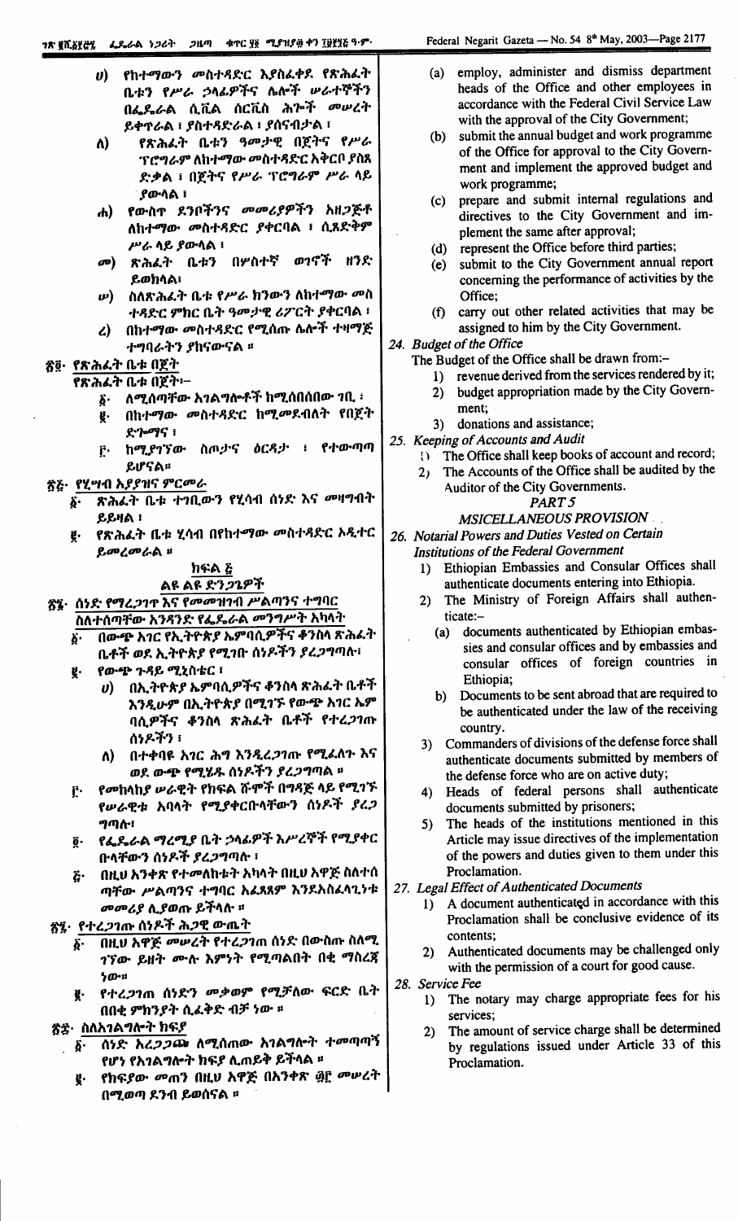ሀ) የከተማውን መስተዳድር እያስፈቀደ የጽሕፈት ቤቱን የሥራ ኃላፊዎችና ሌሎች ሠራተኞችን በፌዴራል ሲቪል ሰርቪስ ሕጐች መሠረት ይቀጥራል ፤ ያስተዳድራል ፤ ያሰናብታል ፤

ለ) የጽሕፈት ቤቱን ዓመታዊ በጀትና የሥራ ፕሮግራም ለከተማው መስተዳድር አቅርቦ ያስጸድቃል ፤ በጀትና የሥራ ፕሮግራም ሥራ ላይ ያውላል ፤

ሐ) የውስጥ ደንቦችንና መመሪያዎችን አዘጋጅቶ ለከተማው መስተዳድር ያቀርባል ፤ ሲጸድቅም ሥራ ላይ ያውላል ፤

መ) ጽሕፈት ቤቱን በሦስተኛ ወገኖች ዘንድ ይወክላል፤

ሠ) ስለጽሕፈት ቤቱ የሥራ ክንውን ለከተማው መስተዳድር ምክር ቤት ዓመታዊ ሪፖርት ያቀርባል ፤

ረ) በከተማው መስተዳድር የሚሰጡ ሌሎች ተዛማጅ ተግባራትን ያከናውናል ።

፳፬· የጽሕፈት ቤቱ በጀት

የጽሕፈት ቤቱ በጀት፦

፩· ለሚሰጣቸው አገልግሎቶች ከሚሰበሰበው ገቢ ፤

፪· በከተማው መስተዳድር ከሚመደብለት የበጀት ድጐማና ፤

፫· ከሚያገኘው ስጦታና ዕርዳታ ፤ የተውጣጣ ይሆናል።

፳፭· የሂሣብ አያያዝና ምርመራ

፩· ጽሕፈት ቤቱ ተገቢውን የሂሳብ ሰነድ እና መዛግብት ይይዛል ፤

፪· የጽሕፈት ቤቱ ሂሳብ በየከተማው መስተዳድር ኦዲተር ይመረመራል ።

ክፍል ፭

ልዩ ልዩ ድንጋጌዎች

፳፮· ሰነድ የማረጋገጥ እና የመመዝገብ ሥልጣንና ተግባር ስለተሰጣቸው አንዳንድ የፌዴራል መንግሥት አካላት

፩· በውጭ አገር የኢትዮጵያ ኤምባሲዎችና ቆንስላ ጽሕፈት ቤቶች ወደ ኢትዮጵያ የሚገቡ ሰነዶችን ያረጋግጣሉ፤

፪· የውጭ ጉዳይ ሚኒስቴር ፤

ሀ) በኢትዮጵያ ኤምባሲዎችና ቆንስላ ጽሕፈት ቤቶች እንዲሁም በኢትዮጵያ በሚገኙ የውጭ አገር ኤምባሲዎችና ቆንስላ ጽሕፈት ቤቶች የተረጋገጡ ሰነዶችን ፤

ለ) በተቀባዩ አገር ሕግ እንዲረጋገጡ የሚፈለጉ እና ወደ ውጭ የሚሄዱ ሰነዶችን ያረጋግጣል ።

፫· የመከላከያ ሠራዊት የክፍል ሹሞች በግዳጅ ላይ የሚገኙ የሠራዊቱ አባላት የሚያቀርቡላቸውን ሰነዶች ያረጋግጣሉ፤

፬· የፌዴራል ማረሚያ ቤት ኃላፊዎች እስረኞች የሚያቀርቡላቸውን ሰነዶች ያረጋግጣሉ ፤

፭· በዚህ አንቀጽ የተመለከቱት አካላት በዚህ አዋጅ ስለተሰጣቸው ሥልጣንና ተግባር አፈጻጸም እንደአስፈላጊነቱ መመሪያ ሊያወጡ ይችላሉ ።

፳፯· የተረጋገጡ ሰነዶች ሕጋዊ ውጤት

፩· በዚህ አዋጅ መሠረት የተረጋገጠ ሰነድ በውስጡ ስለሚገኘው ይዘት ሙሉ እምነት የሚጣልበት በቂ ማስረጃ ነው።

፪· የተረጋገጠ ሰነድን መቃወም የሚቻለው ፍርድ ቤት በበቂ ምክንያት ሲፈቅድ ብቻ ነው ።

፳፰· ስለአገልግሎት ክፍያ

፩· ሰነድ አረጋጋጩ ለሚሰጠው አገልግሎት ተመጣጣኝ የሆነ የአገልግሎት ክፍያ ሊጠይቅ ይችላል ።

፪· የክፍያው መጠን በዚህ አዋጅ በአንቀጽ ፴፫ መሠረት በሚወጣ ደንብ ይወሰናል ።

(a) employ, administer and dismiss department heads of the Office and other employees in accordance with the Federal Civil Service Law with the approval of the City Government;

(b) submit the annual budget and work programme of the Office for approval to the City Government and implement the approved budget and work programme;

(c) prepare and submit internal regulations and directives to the City Government and implement the same after approval;

(d) represent the Office before third parties;

(e) submit to the City Government annual report concerning the performance of activities by the Office;

(f) carry out other related activities that may be assigned to him by the City Government.

*24. Budget of the Office*

The Budget of the Office shall be drawn from:-

1) revenue derived from the services rendered by it;
2) budget appropriation made by the City Government;
3) donations and assistance;

*25. Keeping of Accounts and Audit*

1) The Office shall keep books of account and record;
2) The Accounts of the Office shall be audited by the Auditor of the City Governments.

*PART 5*

*MSICELLANEOUS PROVISION*

*26. Notarial Powers and Duties Vested on Certain Institutions of the Federal Government*

1) Ethiopian Embassies and Consular Offices shall authenticate documents entering into Ethiopia.
2) The Ministry of Foreign Affairs shall authenticate:-
   (a) documents authenticated by Ethiopian embassies and consular offices and by embassies and consular offices of foreign countries in Ethiopia;
   b) Documents to be sent abroad that are required to be authenticated under the law of the receiving country.
3) Commanders of divisions of the defense force shall authenticate documents submitted by members of the defense force who are on active duty;
4) Heads of federal persons shall authenticate documents submitted by prisoners;
5) The heads of the institutions mentioned in this Article may issue directives of the implementation of the powers and duties given to them under this Proclamation.

*27. Legal Effect of Authenticated Documents*

1) A document authenticated in accordance with this Proclamation shall be conclusive evidence of its contents;
2) Authenticated documents may be challenged only with the permission of a court for good cause.

*28. Service Fee*

1) The notary may charge appropriate fees for his services;
2) The amount of service charge shall be determined by regulations issued under Article 33 of this Proclamation.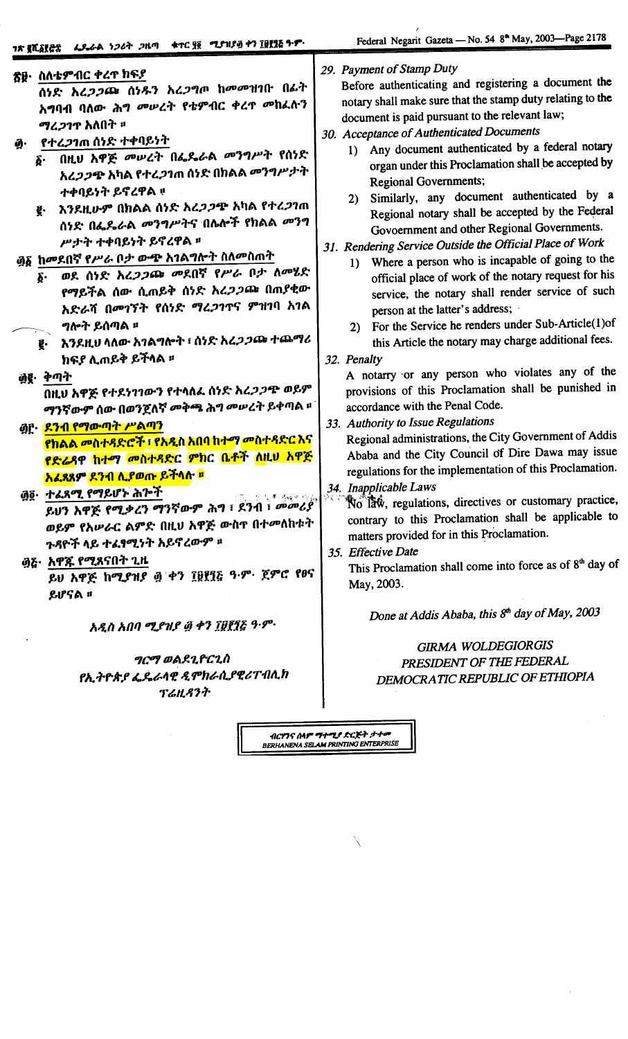፳፱· ስለቴምብር ቀረጥ ክፍያ

ሰነድ አረጋጋጩ ሰነዱን አረጋግጦ ከመመዝገቡ በፊት አግባብ ባለው ሕግ መሠረት የቴምብር ቀረጥ መከፈሉን ማረጋገጥ አለበት ።

፴· የተረጋገጠ ሰነድ ተቀባይነት

፩· በዚህ አዋጅ መሠረት በፌዴራል መንግሥት የሰነድ አረጋጋጭ አካል የተረጋገጠ ሰነድ በክልል መንግሥታት ተቀባይነት ይኖረዋል ።

፪· እንደዚሁም በክልል ሰነድ አረጋጋጭ አካል የተረጋገጠ ሰነድ በፌዴራል መንግሥትና በሌሎች የክልል መንግሥታት ተቀባይነት ይኖረዋል ።

፴፩ ከመደበኛ የሥራ ቦታ ውጭ አገልግሎት ስለመስጠት

፩· ወደ ሰነድ አረጋጋጩ መደበኛ የሥራ ቦታ ለመሄድ የማይችል ሰው ሲጠይቅ ሰነድ አረጋጋጩ በጠያቂው አድራሻ በመገኘት የሰነድ ማረጋገጥና ምዝገባ አገልግሎት ይሰጣል ።

፪· እንደዚሁ ላለው አገልግሎት ፣ ሰነድ አረጋጋጩ ተጨማሪ ክፍያ ሊጠይቅ ይችላል ።

፴፪· ቅጣት

በዚህ አዋጅ የተደነገገውን የተላለፈ ሰነድ አረጋጋጭ ወይም ማንኛውም ሰው በወንጀለኛ መቅጫ ሕግ መሠረት ይቀጣል ።

፴፫· ደንብ የማውጣት ሥልጣን

የክልል መስተዳድሮች ፣ የአዲስ አበባ ከተማ መስተዳድር እና የድሬዳዋ ከተማ መስተዳድር ምክር ቤቶች ለዚህ አዋጅ አፈጻጸም ደንብ ሊያወጡ ይችላሉ ።

፴፬· ተፈጻሚ የማይሆኑ ሕጎች

ይህን አዋጅ የሚቃረን ማንኛውም ሕግ ፣ ደንብ ፣ መመሪያ ወይም የአሠራር ልምድ በዚህ አዋጅ ውስጥ በተመለከቱት ጉዳዮች ላይ ተፈጻሚነት አይኖረውም ።

፴፭· አዋጁ የሚጸናበት ጊዜ

ይህ አዋጅ ከሚያዝያ ፴ ቀን ፲፱፻፺፭ ዓ·ም· ጀምሮ የፀና ይሆናል ።

*አዲስ አበባ ሚያዝያ ፴ ቀን ፲፱፻፺፭ ዓ·ም·*

*ግርማ ወልደጊዮርጊስ*
*የኢትዮጵያ ፌዴራላዊ ዲሞክራሲያዊ ሪፐብሊክ ፕሬዚዳንት*

*29. Payment of Stamp Duty*

Before authenticating and registering a document the notary shall make sure that the stamp duty relating to the document is paid pursuant to the relevant law;

*30. Acceptance of Authenticated Documents*

1) Any document authenticated by a federal notary organ under this Proclamation shall be accepted by Regional Governments;

2) Similarly, any document authenticated by a Regional notary shall be accepted by the Federal Govoernment and other Regional Governments.

*31. Rendering Service Outside the Official Place of Work*

1) Where a person who is incapable of going to the official place of work of the notary request for his service, the notary shall render service of such person at the latter's address;

2) For the Service he renders under Sub-Article(1)of this Article the notary may charge additional fees.

*32. Penalty*

A notary or any person who violates any of the provisions of this Proclamation shall be punished in accordance with the Penal Code.

*33. Authority to Issue Regulations*

Regional administrations, the City Government of Addis Ababa and the City Council of Dire Dawa may issue regulations for the implementation of this Proclamation.

*34. Inapplicable Laws*

No law, regulations, directives or customary practice, contrary to this Proclamation shall be applicable to matters provided for in this Proclamation.

*35. Effective Date*

This Proclamation shall come into force as of 8th day of May, 2003.

*Done at Addis Ababa, this 8th day of May, 2003*

*GIRMA WOLDEGIORGIS*
*PRESIDENT OF THE FEDERAL DEMOCRATIC REPUBLIC OF ETHIOPIA*

ብርሃንና ሰላም ማተሚያ ድርጅት ታተመ
BERHANENA SELAM PRINTING ENTERPRISE